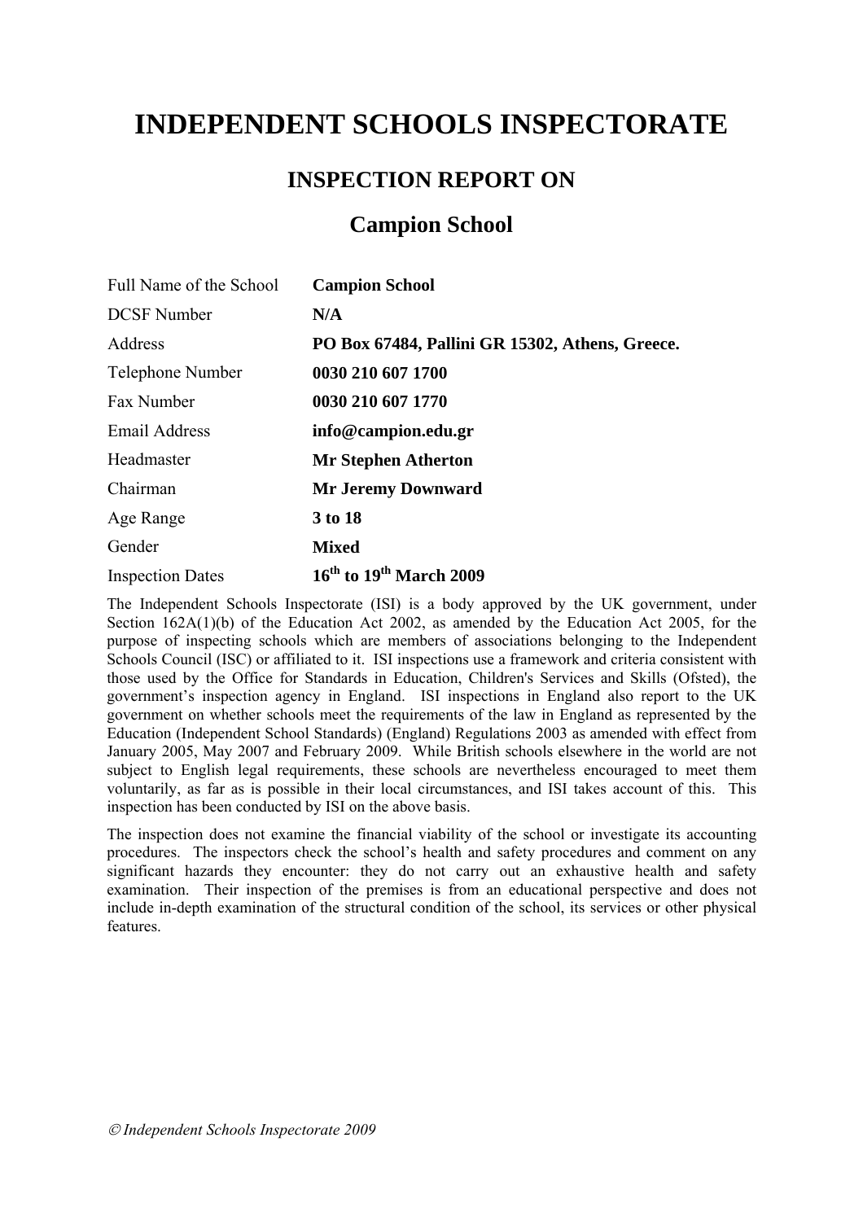# INDEPENDENT SCHOOLS INSPECTORATE

## INSPECTION REPORT ON

## Campion School

| | |
|---|---|
| Full Name of the School | **Campion School** |
| DCSF Number | **N/A** |
| Address | **PO Box 67484, Pallini GR 15302, Athens, Greece.** |
| Telephone Number | **0030 210 607 1700** |
| Fax Number | **0030 210 607 1770** |
| Email Address | **info@campion.edu.gr** |
| Headmaster | **Mr Stephen Atherton** |
| Chairman | **Mr Jeremy Downward** |
| Age Range | **3 to 18** |
| Gender | **Mixed** |
| Inspection Dates | **16th to 19th March 2009** |

The Independent Schools Inspectorate (ISI) is a body approved by the UK government, under Section 162A(1)(b) of the Education Act 2002, as amended by the Education Act 2005, for the purpose of inspecting schools which are members of associations belonging to the Independent Schools Council (ISC) or affiliated to it. ISI inspections use a framework and criteria consistent with those used by the Office for Standards in Education, Children's Services and Skills (Ofsted), the government's inspection agency in England. ISI inspections in England also report to the UK government on whether schools meet the requirements of the law in England as represented by the Education (Independent School Standards) (England) Regulations 2003 as amended with effect from January 2005, May 2007 and February 2009. While British schools elsewhere in the world are not subject to English legal requirements, these schools are nevertheless encouraged to meet them voluntarily, as far as is possible in their local circumstances, and ISI takes account of this. This inspection has been conducted by ISI on the above basis.

The inspection does not examine the financial viability of the school or investigate its accounting procedures. The inspectors check the school's health and safety procedures and comment on any significant hazards they encounter: they do not carry out an exhaustive health and safety examination. Their inspection of the premises is from an educational perspective and does not include in-depth examination of the structural condition of the school, its services or other physical features.

*© Independent Schools Inspectorate 2009*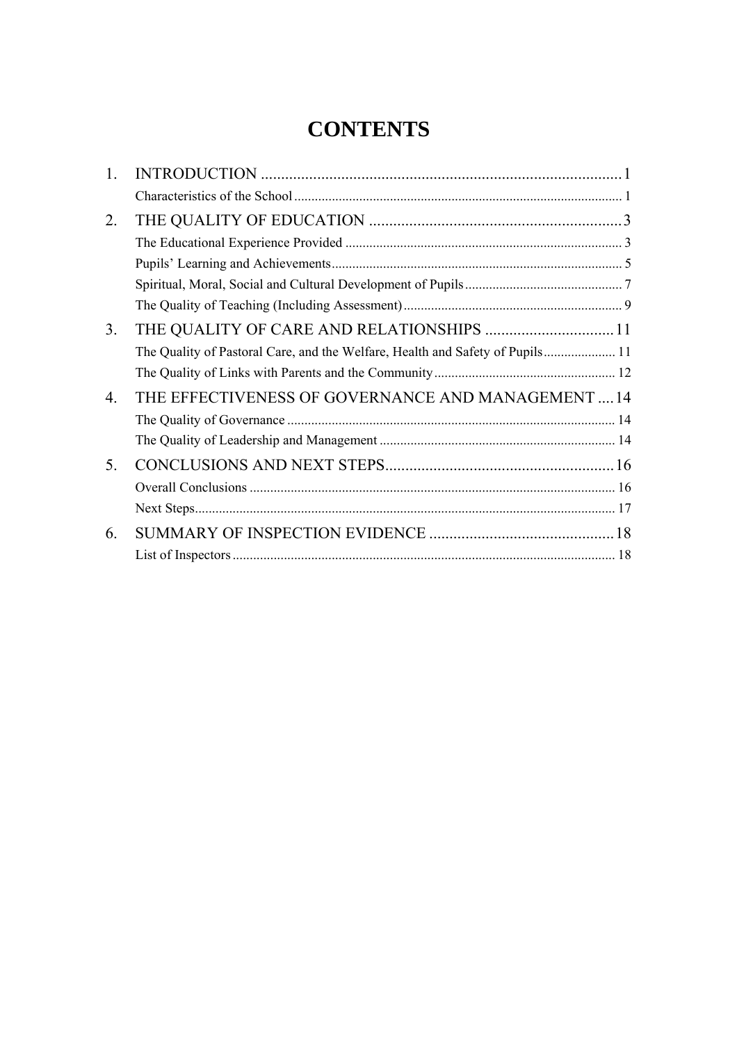# CONTENTS

1. INTRODUCTION 1
   - Characteristics of the School 1
2. THE QUALITY OF EDUCATION 3
   - The Educational Experience Provided 3
   - Pupils' Learning and Achievements 5
   - Spiritual, Moral, Social and Cultural Development of Pupils 7
   - The Quality of Teaching (Including Assessment) 9
3. THE QUALITY OF CARE AND RELATIONSHIPS 11
   - The Quality of Pastoral Care, and the Welfare, Health and Safety of Pupils 11
   - The Quality of Links with Parents and the Community 12
4. THE EFFECTIVENESS OF GOVERNANCE AND MANAGEMENT 14
   - The Quality of Governance 14
   - The Quality of Leadership and Management 14
5. CONCLUSIONS AND NEXT STEPS 16
   - Overall Conclusions 16
   - Next Steps 17
6. SUMMARY OF INSPECTION EVIDENCE 18
   - List of Inspectors 18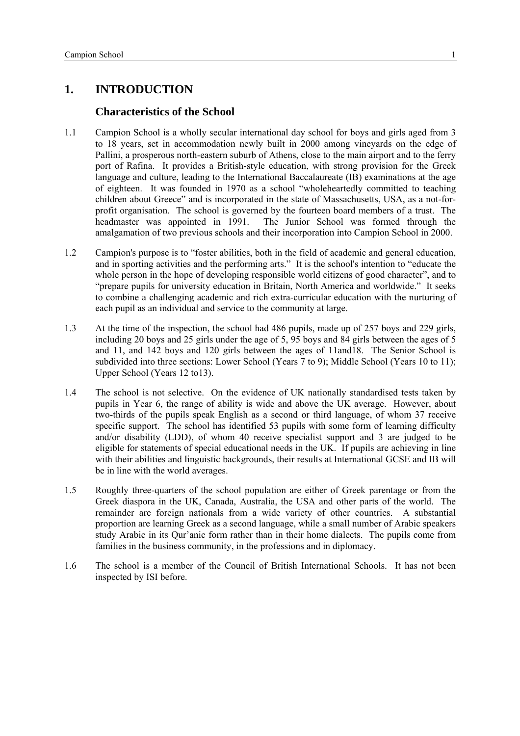# 1. INTRODUCTION

## Characteristics of the School

1.1 Campion School is a wholly secular international day school for boys and girls aged from 3 to 18 years, set in accommodation newly built in 2000 among vineyards on the edge of Pallini, a prosperous north-eastern suburb of Athens, close to the main airport and to the ferry port of Rafina. It provides a British-style education, with strong provision for the Greek language and culture, leading to the International Baccalaureate (IB) examinations at the age of eighteen. It was founded in 1970 as a school "wholeheartedly committed to teaching children about Greece" and is incorporated in the state of Massachusetts, USA, as a not-for-profit organisation. The school is governed by the fourteen board members of a trust. The headmaster was appointed in 1991. The Junior School was formed through the amalgamation of two previous schools and their incorporation into Campion School in 2000.

1.2 Campion's purpose is to "foster abilities, both in the field of academic and general education, and in sporting activities and the performing arts." It is the school's intention to "educate the whole person in the hope of developing responsible world citizens of good character", and to "prepare pupils for university education in Britain, North America and worldwide." It seeks to combine a challenging academic and rich extra-curricular education with the nurturing of each pupil as an individual and service to the community at large.

1.3 At the time of the inspection, the school had 486 pupils, made up of 257 boys and 229 girls, including 20 boys and 25 girls under the age of 5, 95 boys and 84 girls between the ages of 5 and 11, and 142 boys and 120 girls between the ages of 11and18. The Senior School is subdivided into three sections: Lower School (Years 7 to 9); Middle School (Years 10 to 11); Upper School (Years 12 to13).

1.4 The school is not selective. On the evidence of UK nationally standardised tests taken by pupils in Year 6, the range of ability is wide and above the UK average. However, about two-thirds of the pupils speak English as a second or third language, of whom 37 receive specific support. The school has identified 53 pupils with some form of learning difficulty and/or disability (LDD), of whom 40 receive specialist support and 3 are judged to be eligible for statements of special educational needs in the UK. If pupils are achieving in line with their abilities and linguistic backgrounds, their results at International GCSE and IB will be in line with the world averages.

1.5 Roughly three-quarters of the school population are either of Greek parentage or from the Greek diaspora in the UK, Canada, Australia, the USA and other parts of the world. The remainder are foreign nationals from a wide variety of other countries. A substantial proportion are learning Greek as a second language, while a small number of Arabic speakers study Arabic in its Qur'anic form rather than in their home dialects. The pupils come from families in the business community, in the professions and in diplomacy.

1.6 The school is a member of the Council of British International Schools. It has not been inspected by ISI before.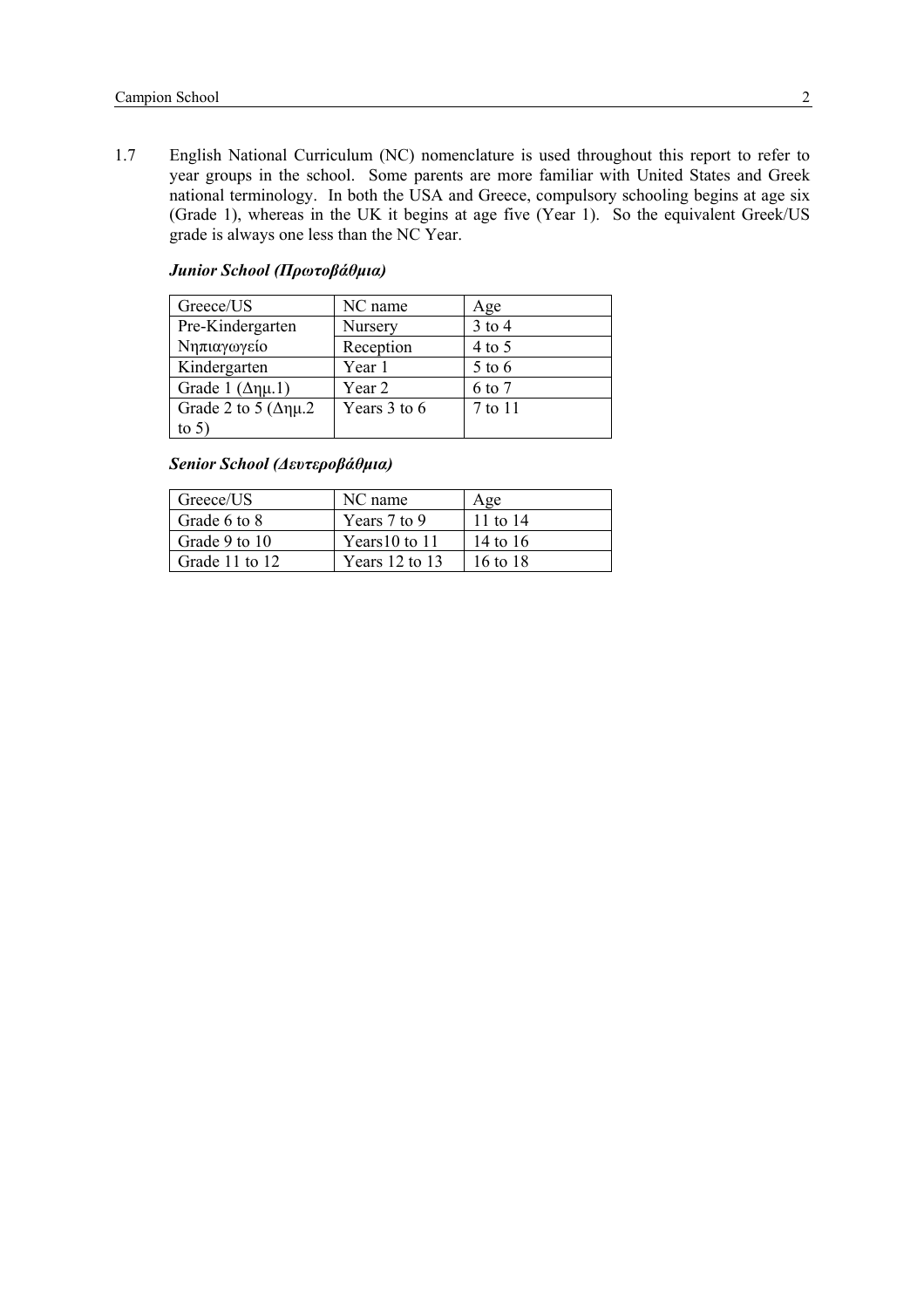1.7 English National Curriculum (NC) nomenclature is used throughout this report to refer to year groups in the school. Some parents are more familiar with United States and Greek national terminology. In both the USA and Greece, compulsory schooling begins at age six (Grade 1), whereas in the UK it begins at age five (Year 1). So the equivalent Greek/US grade is always one less than the NC Year.

***Junior School (Πρωτοβάθμια)***

| Greece/US | NC name | Age |
|---|---|---|
| Pre-Kindergarten Νηπιαγωγείο | Nursery | 3 to 4 |
| | Reception | 4 to 5 |
| Kindergarten | Year 1 | 5 to 6 |
| Grade 1 (Δημ.1) | Year 2 | 6 to 7 |
| Grade 2 to 5 (Δημ.2 to 5) | Years 3 to 6 | 7 to 11 |

***Senior School (Δευτεροβάθμια)***

| Greece/US | NC name | Age |
|---|---|---|
| Grade 6 to 8 | Years 7 to 9 | 11 to 14 |
| Grade 9 to 10 | Years10 to 11 | 14 to 16 |
| Grade 11 to 12 | Years 12 to 13 | 16 to 18 |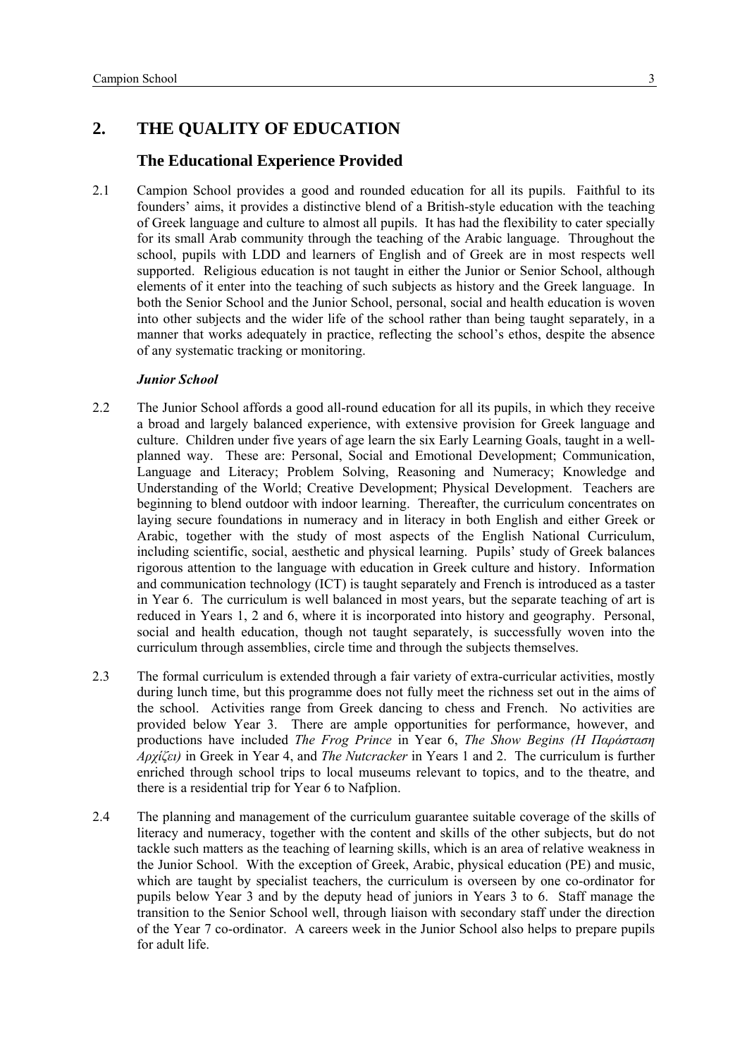## 2. THE QUALITY OF EDUCATION

### The Educational Experience Provided

2.1 Campion School provides a good and rounded education for all its pupils. Faithful to its founders' aims, it provides a distinctive blend of a British-style education with the teaching of Greek language and culture to almost all pupils. It has had the flexibility to cater specially for its small Arab community through the teaching of the Arabic language. Throughout the school, pupils with LDD and learners of English and of Greek are in most respects well supported. Religious education is not taught in either the Junior or Senior School, although elements of it enter into the teaching of such subjects as history and the Greek language. In both the Senior School and the Junior School, personal, social and health education is woven into other subjects and the wider life of the school rather than being taught separately, in a manner that works adequately in practice, reflecting the school's ethos, despite the absence of any systematic tracking or monitoring.

***Junior School***

2.2 The Junior School affords a good all-round education for all its pupils, in which they receive a broad and largely balanced experience, with extensive provision for Greek language and culture. Children under five years of age learn the six Early Learning Goals, taught in a well-planned way. These are: Personal, Social and Emotional Development; Communication, Language and Literacy; Problem Solving, Reasoning and Numeracy; Knowledge and Understanding of the World; Creative Development; Physical Development. Teachers are beginning to blend outdoor with indoor learning. Thereafter, the curriculum concentrates on laying secure foundations in numeracy and in literacy in both English and either Greek or Arabic, together with the study of most aspects of the English National Curriculum, including scientific, social, aesthetic and physical learning. Pupils' study of Greek balances rigorous attention to the language with education in Greek culture and history. Information and communication technology (ICT) is taught separately and French is introduced as a taster in Year 6. The curriculum is well balanced in most years, but the separate teaching of art is reduced in Years 1, 2 and 6, where it is incorporated into history and geography. Personal, social and health education, though not taught separately, is successfully woven into the curriculum through assemblies, circle time and through the subjects themselves.

2.3 The formal curriculum is extended through a fair variety of extra-curricular activities, mostly during lunch time, but this programme does not fully meet the richness set out in the aims of the school. Activities range from Greek dancing to chess and French. No activities are provided below Year 3. There are ample opportunities for performance, however, and productions have included *The Frog Prince* in Year 6, *The Show Begins (Η Παράσταση Αρχίζει)* in Greek in Year 4, and *The Nutcracker* in Years 1 and 2. The curriculum is further enriched through school trips to local museums relevant to topics, and to the theatre, and there is a residential trip for Year 6 to Nafplion.

2.4 The planning and management of the curriculum guarantee suitable coverage of the skills of literacy and numeracy, together with the content and skills of the other subjects, but do not tackle such matters as the teaching of learning skills, which is an area of relative weakness in the Junior School. With the exception of Greek, Arabic, physical education (PE) and music, which are taught by specialist teachers, the curriculum is overseen by one co-ordinator for pupils below Year 3 and by the deputy head of juniors in Years 3 to 6. Staff manage the transition to the Senior School well, through liaison with secondary staff under the direction of the Year 7 co-ordinator. A careers week in the Junior School also helps to prepare pupils for adult life.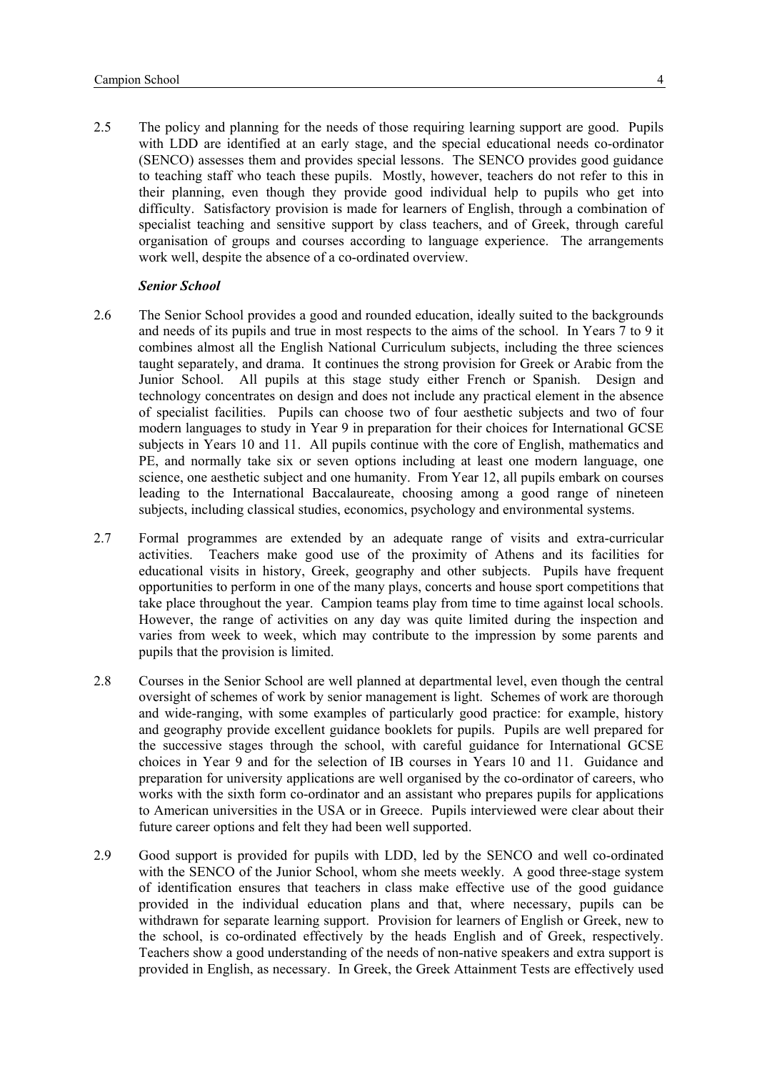2.5 The policy and planning for the needs of those requiring learning support are good. Pupils with LDD are identified at an early stage, and the special educational needs co-ordinator (SENCO) assesses them and provides special lessons. The SENCO provides good guidance to teaching staff who teach these pupils. Mostly, however, teachers do not refer to this in their planning, even though they provide good individual help to pupils who get into difficulty. Satisfactory provision is made for learners of English, through a combination of specialist teaching and sensitive support by class teachers, and of Greek, through careful organisation of groups and courses according to language experience. The arrangements work well, despite the absence of a co-ordinated overview.

***Senior School***

2.6 The Senior School provides a good and rounded education, ideally suited to the backgrounds and needs of its pupils and true in most respects to the aims of the school. In Years 7 to 9 it combines almost all the English National Curriculum subjects, including the three sciences taught separately, and drama. It continues the strong provision for Greek or Arabic from the Junior School. All pupils at this stage study either French or Spanish. Design and technology concentrates on design and does not include any practical element in the absence of specialist facilities. Pupils can choose two of four aesthetic subjects and two of four modern languages to study in Year 9 in preparation for their choices for International GCSE subjects in Years 10 and 11. All pupils continue with the core of English, mathematics and PE, and normally take six or seven options including at least one modern language, one science, one aesthetic subject and one humanity. From Year 12, all pupils embark on courses leading to the International Baccalaureate, choosing among a good range of nineteen subjects, including classical studies, economics, psychology and environmental systems.

2.7 Formal programmes are extended by an adequate range of visits and extra-curricular activities. Teachers make good use of the proximity of Athens and its facilities for educational visits in history, Greek, geography and other subjects. Pupils have frequent opportunities to perform in one of the many plays, concerts and house sport competitions that take place throughout the year. Campion teams play from time to time against local schools. However, the range of activities on any day was quite limited during the inspection and varies from week to week, which may contribute to the impression by some parents and pupils that the provision is limited.

2.8 Courses in the Senior School are well planned at departmental level, even though the central oversight of schemes of work by senior management is light. Schemes of work are thorough and wide-ranging, with some examples of particularly good practice: for example, history and geography provide excellent guidance booklets for pupils. Pupils are well prepared for the successive stages through the school, with careful guidance for International GCSE choices in Year 9 and for the selection of IB courses in Years 10 and 11. Guidance and preparation for university applications are well organised by the co-ordinator of careers, who works with the sixth form co-ordinator and an assistant who prepares pupils for applications to American universities in the USA or in Greece. Pupils interviewed were clear about their future career options and felt they had been well supported.

2.9 Good support is provided for pupils with LDD, led by the SENCO and well co-ordinated with the SENCO of the Junior School, whom she meets weekly. A good three-stage system of identification ensures that teachers in class make effective use of the good guidance provided in the individual education plans and that, where necessary, pupils can be withdrawn for separate learning support. Provision for learners of English or Greek, new to the school, is co-ordinated effectively by the heads English and of Greek, respectively. Teachers show a good understanding of the needs of non-native speakers and extra support is provided in English, as necessary. In Greek, the Greek Attainment Tests are effectively used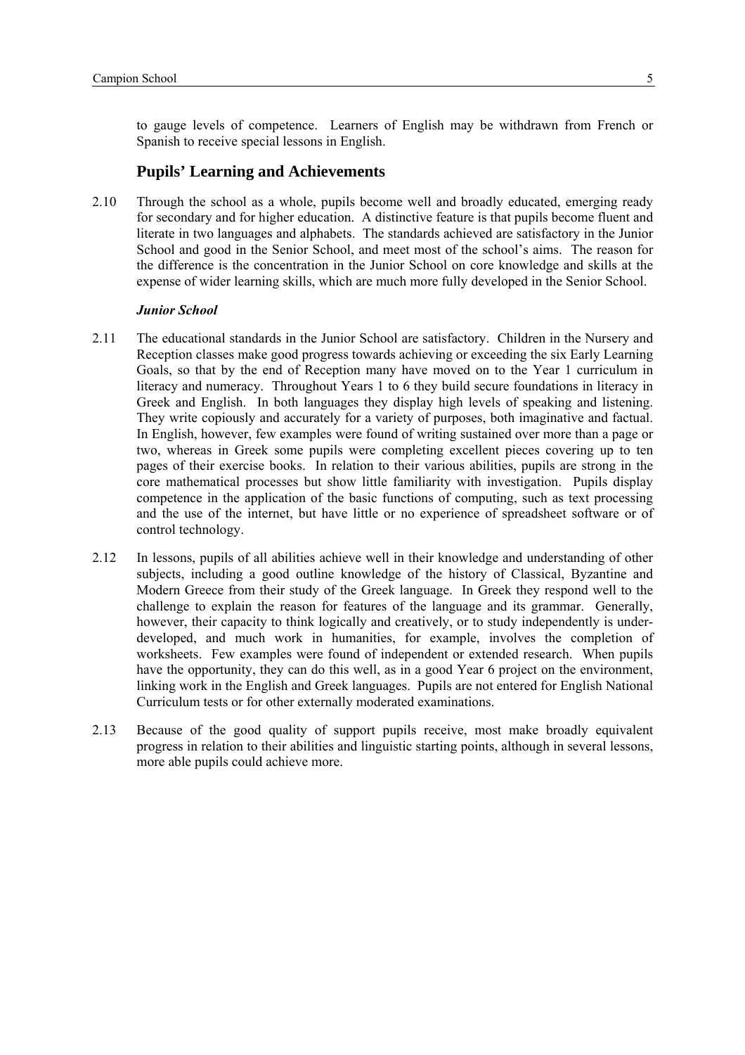to gauge levels of competence. Learners of English may be withdrawn from French or Spanish to receive special lessons in English.

## Pupils' Learning and Achievements

2.10 Through the school as a whole, pupils become well and broadly educated, emerging ready for secondary and for higher education. A distinctive feature is that pupils become fluent and literate in two languages and alphabets. The standards achieved are satisfactory in the Junior School and good in the Senior School, and meet most of the school's aims. The reason for the difference is the concentration in the Junior School on core knowledge and skills at the expense of wider learning skills, which are much more fully developed in the Senior School.

***Junior School***

2.11 The educational standards in the Junior School are satisfactory. Children in the Nursery and Reception classes make good progress towards achieving or exceeding the six Early Learning Goals, so that by the end of Reception many have moved on to the Year 1 curriculum in literacy and numeracy. Throughout Years 1 to 6 they build secure foundations in literacy in Greek and English. In both languages they display high levels of speaking and listening. They write copiously and accurately for a variety of purposes, both imaginative and factual. In English, however, few examples were found of writing sustained over more than a page or two, whereas in Greek some pupils were completing excellent pieces covering up to ten pages of their exercise books. In relation to their various abilities, pupils are strong in the core mathematical processes but show little familiarity with investigation. Pupils display competence in the application of the basic functions of computing, such as text processing and the use of the internet, but have little or no experience of spreadsheet software or of control technology.

2.12 In lessons, pupils of all abilities achieve well in their knowledge and understanding of other subjects, including a good outline knowledge of the history of Classical, Byzantine and Modern Greece from their study of the Greek language. In Greek they respond well to the challenge to explain the reason for features of the language and its grammar. Generally, however, their capacity to think logically and creatively, or to study independently is under-developed, and much work in humanities, for example, involves the completion of worksheets. Few examples were found of independent or extended research. When pupils have the opportunity, they can do this well, as in a good Year 6 project on the environment, linking work in the English and Greek languages. Pupils are not entered for English National Curriculum tests or for other externally moderated examinations.

2.13 Because of the good quality of support pupils receive, most make broadly equivalent progress in relation to their abilities and linguistic starting points, although in several lessons, more able pupils could achieve more.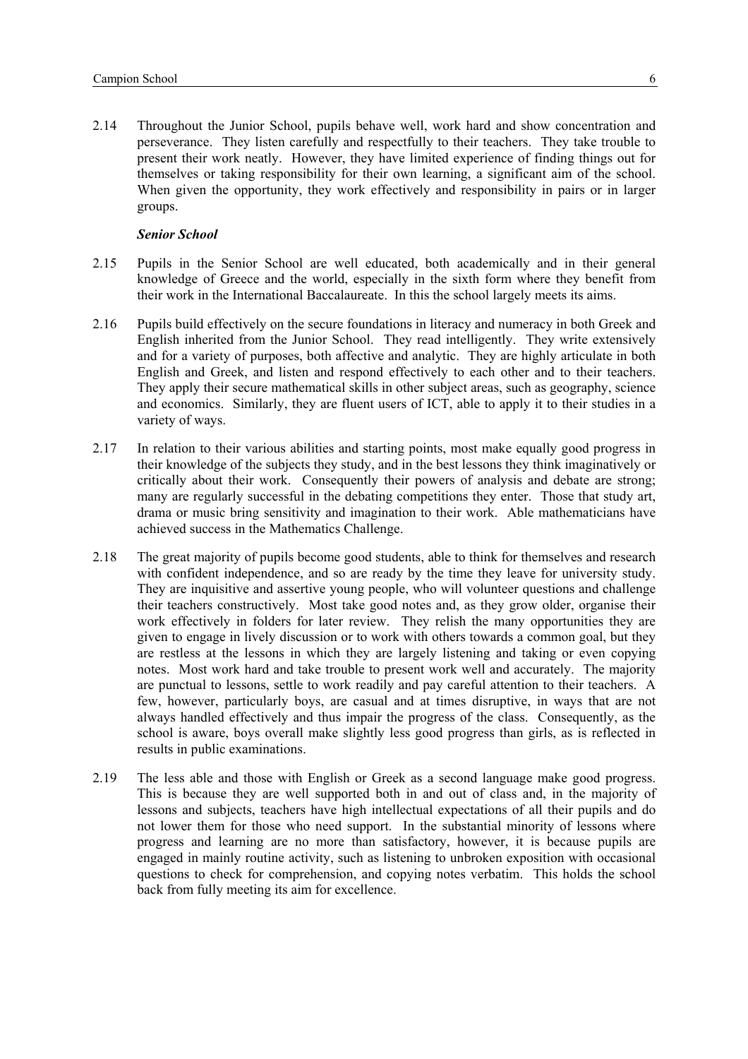2.14 Throughout the Junior School, pupils behave well, work hard and show concentration and perseverance. They listen carefully and respectfully to their teachers. They take trouble to present their work neatly. However, they have limited experience of finding things out for themselves or taking responsibility for their own learning, a significant aim of the school. When given the opportunity, they work effectively and responsibility in pairs or in larger groups.

***Senior School***

2.15 Pupils in the Senior School are well educated, both academically and in their general knowledge of Greece and the world, especially in the sixth form where they benefit from their work in the International Baccalaureate. In this the school largely meets its aims.

2.16 Pupils build effectively on the secure foundations in literacy and numeracy in both Greek and English inherited from the Junior School. They read intelligently. They write extensively and for a variety of purposes, both affective and analytic. They are highly articulate in both English and Greek, and listen and respond effectively to each other and to their teachers. They apply their secure mathematical skills in other subject areas, such as geography, science and economics. Similarly, they are fluent users of ICT, able to apply it to their studies in a variety of ways.

2.17 In relation to their various abilities and starting points, most make equally good progress in their knowledge of the subjects they study, and in the best lessons they think imaginatively or critically about their work. Consequently their powers of analysis and debate are strong; many are regularly successful in the debating competitions they enter. Those that study art, drama or music bring sensitivity and imagination to their work. Able mathematicians have achieved success in the Mathematics Challenge.

2.18 The great majority of pupils become good students, able to think for themselves and research with confident independence, and so are ready by the time they leave for university study. They are inquisitive and assertive young people, who will volunteer questions and challenge their teachers constructively. Most take good notes and, as they grow older, organise their work effectively in folders for later review. They relish the many opportunities they are given to engage in lively discussion or to work with others towards a common goal, but they are restless at the lessons in which they are largely listening and taking or even copying notes. Most work hard and take trouble to present work well and accurately. The majority are punctual to lessons, settle to work readily and pay careful attention to their teachers. A few, however, particularly boys, are casual and at times disruptive, in ways that are not always handled effectively and thus impair the progress of the class. Consequently, as the school is aware, boys overall make slightly less good progress than girls, as is reflected in results in public examinations.

2.19 The less able and those with English or Greek as a second language make good progress. This is because they are well supported both in and out of class and, in the majority of lessons and subjects, teachers have high intellectual expectations of all their pupils and do not lower them for those who need support. In the substantial minority of lessons where progress and learning are no more than satisfactory, however, it is because pupils are engaged in mainly routine activity, such as listening to unbroken exposition with occasional questions to check for comprehension, and copying notes verbatim. This holds the school back from fully meeting its aim for excellence.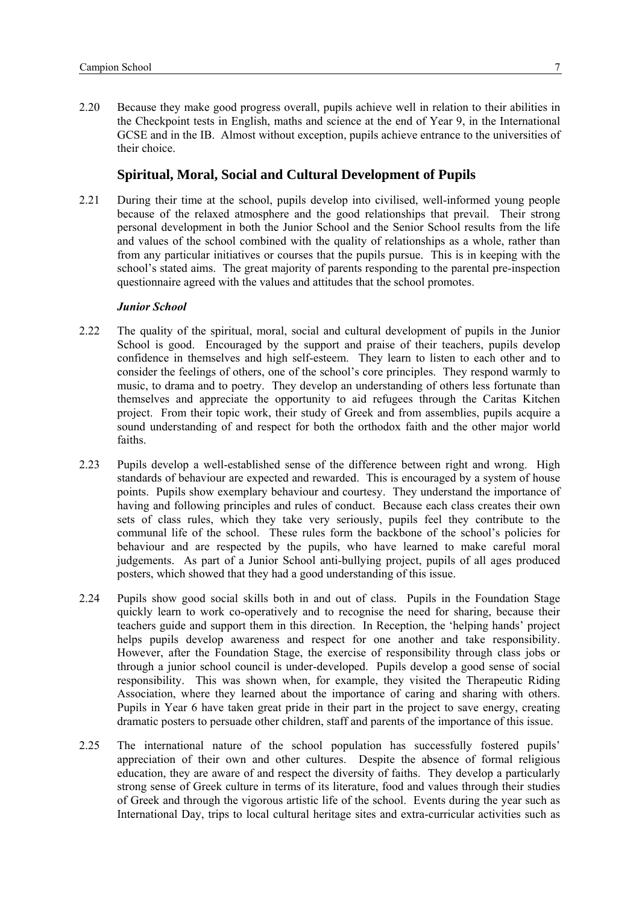2.20 Because they make good progress overall, pupils achieve well in relation to their abilities in the Checkpoint tests in English, maths and science at the end of Year 9, in the International GCSE and in the IB. Almost without exception, pupils achieve entrance to the universities of their choice.

## Spiritual, Moral, Social and Cultural Development of Pupils

2.21 During their time at the school, pupils develop into civilised, well-informed young people because of the relaxed atmosphere and the good relationships that prevail. Their strong personal development in both the Junior School and the Senior School results from the life and values of the school combined with the quality of relationships as a whole, rather than from any particular initiatives or courses that the pupils pursue. This is in keeping with the school's stated aims. The great majority of parents responding to the parental pre-inspection questionnaire agreed with the values and attitudes that the school promotes.

***Junior School***

2.22 The quality of the spiritual, moral, social and cultural development of pupils in the Junior School is good. Encouraged by the support and praise of their teachers, pupils develop confidence in themselves and high self-esteem. They learn to listen to each other and to consider the feelings of others, one of the school's core principles. They respond warmly to music, to drama and to poetry. They develop an understanding of others less fortunate than themselves and appreciate the opportunity to aid refugees through the Caritas Kitchen project. From their topic work, their study of Greek and from assemblies, pupils acquire a sound understanding of and respect for both the orthodox faith and the other major world faiths.

2.23 Pupils develop a well-established sense of the difference between right and wrong. High standards of behaviour are expected and rewarded. This is encouraged by a system of house points. Pupils show exemplary behaviour and courtesy. They understand the importance of having and following principles and rules of conduct. Because each class creates their own sets of class rules, which they take very seriously, pupils feel they contribute to the communal life of the school. These rules form the backbone of the school's policies for behaviour and are respected by the pupils, who have learned to make careful moral judgements. As part of a Junior School anti-bullying project, pupils of all ages produced posters, which showed that they had a good understanding of this issue.

2.24 Pupils show good social skills both in and out of class. Pupils in the Foundation Stage quickly learn to work co-operatively and to recognise the need for sharing, because their teachers guide and support them in this direction. In Reception, the 'helping hands' project helps pupils develop awareness and respect for one another and take responsibility. However, after the Foundation Stage, the exercise of responsibility through class jobs or through a junior school council is under-developed. Pupils develop a good sense of social responsibility. This was shown when, for example, they visited the Therapeutic Riding Association, where they learned about the importance of caring and sharing with others. Pupils in Year 6 have taken great pride in their part in the project to save energy, creating dramatic posters to persuade other children, staff and parents of the importance of this issue.

2.25 The international nature of the school population has successfully fostered pupils' appreciation of their own and other cultures. Despite the absence of formal religious education, they are aware of and respect the diversity of faiths. They develop a particularly strong sense of Greek culture in terms of its literature, food and values through their studies of Greek and through the vigorous artistic life of the school. Events during the year such as International Day, trips to local cultural heritage sites and extra-curricular activities such as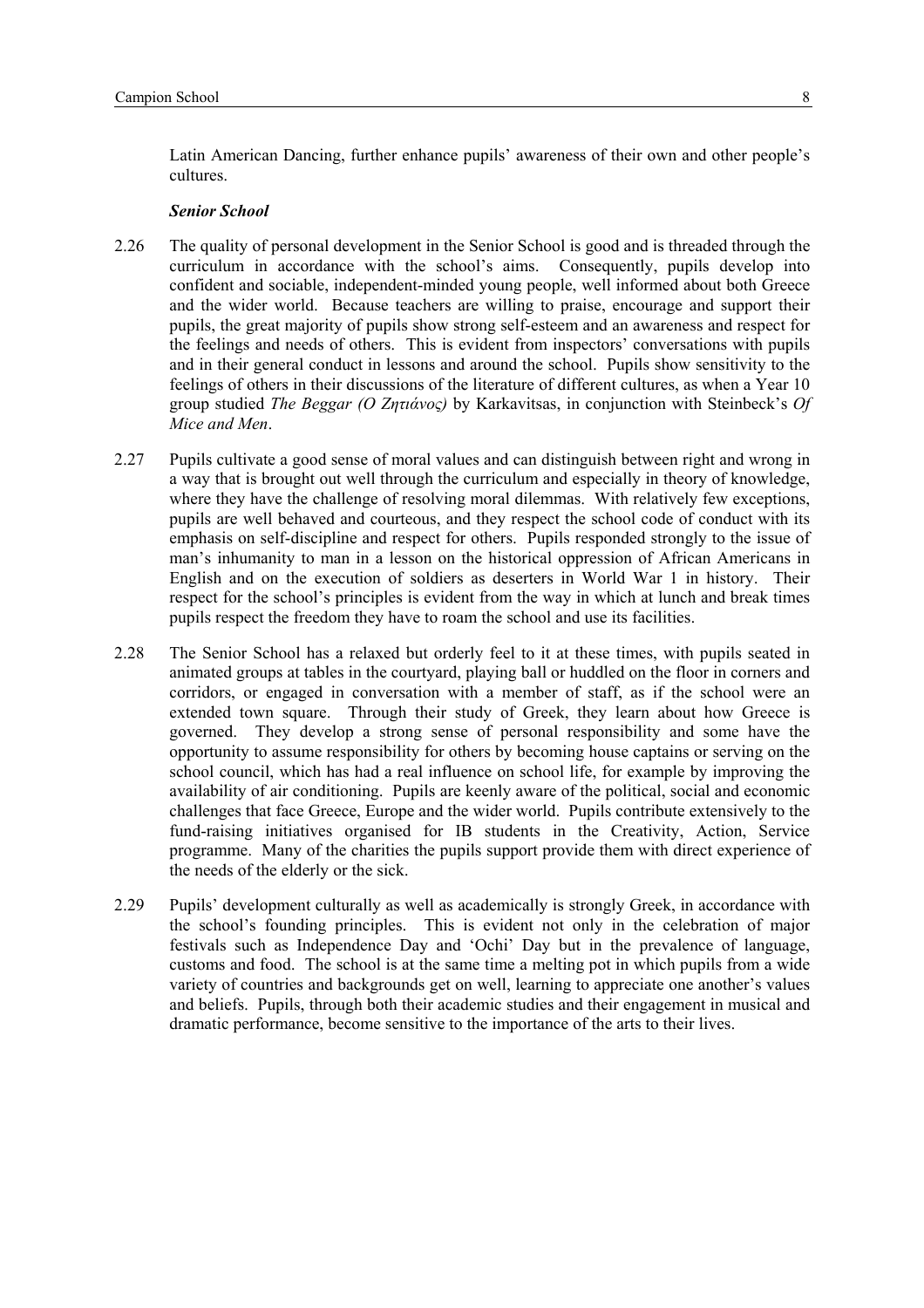Latin American Dancing, further enhance pupils' awareness of their own and other people's cultures.

***Senior School***

2.26 The quality of personal development in the Senior School is good and is threaded through the curriculum in accordance with the school's aims. Consequently, pupils develop into confident and sociable, independent-minded young people, well informed about both Greece and the wider world. Because teachers are willing to praise, encourage and support their pupils, the great majority of pupils show strong self-esteem and an awareness and respect for the feelings and needs of others. This is evident from inspectors' conversations with pupils and in their general conduct in lessons and around the school. Pupils show sensitivity to the feelings of others in their discussions of the literature of different cultures, as when a Year 10 group studied *The Beggar (Ο Ζητιάνος)* by Karkavitsas, in conjunction with Steinbeck's *Of Mice and Men*.

2.27 Pupils cultivate a good sense of moral values and can distinguish between right and wrong in a way that is brought out well through the curriculum and especially in theory of knowledge, where they have the challenge of resolving moral dilemmas. With relatively few exceptions, pupils are well behaved and courteous, and they respect the school code of conduct with its emphasis on self-discipline and respect for others. Pupils responded strongly to the issue of man's inhumanity to man in a lesson on the historical oppression of African Americans in English and on the execution of soldiers as deserters in World War 1 in history. Their respect for the school's principles is evident from the way in which at lunch and break times pupils respect the freedom they have to roam the school and use its facilities.

2.28 The Senior School has a relaxed but orderly feel to it at these times, with pupils seated in animated groups at tables in the courtyard, playing ball or huddled on the floor in corners and corridors, or engaged in conversation with a member of staff, as if the school were an extended town square. Through their study of Greek, they learn about how Greece is governed. They develop a strong sense of personal responsibility and some have the opportunity to assume responsibility for others by becoming house captains or serving on the school council, which has had a real influence on school life, for example by improving the availability of air conditioning. Pupils are keenly aware of the political, social and economic challenges that face Greece, Europe and the wider world. Pupils contribute extensively to the fund-raising initiatives organised for IB students in the Creativity, Action, Service programme. Many of the charities the pupils support provide them with direct experience of the needs of the elderly or the sick.

2.29 Pupils' development culturally as well as academically is strongly Greek, in accordance with the school's founding principles. This is evident not only in the celebration of major festivals such as Independence Day and 'Ochi' Day but in the prevalence of language, customs and food. The school is at the same time a melting pot in which pupils from a wide variety of countries and backgrounds get on well, learning to appreciate one another's values and beliefs. Pupils, through both their academic studies and their engagement in musical and dramatic performance, become sensitive to the importance of the arts to their lives.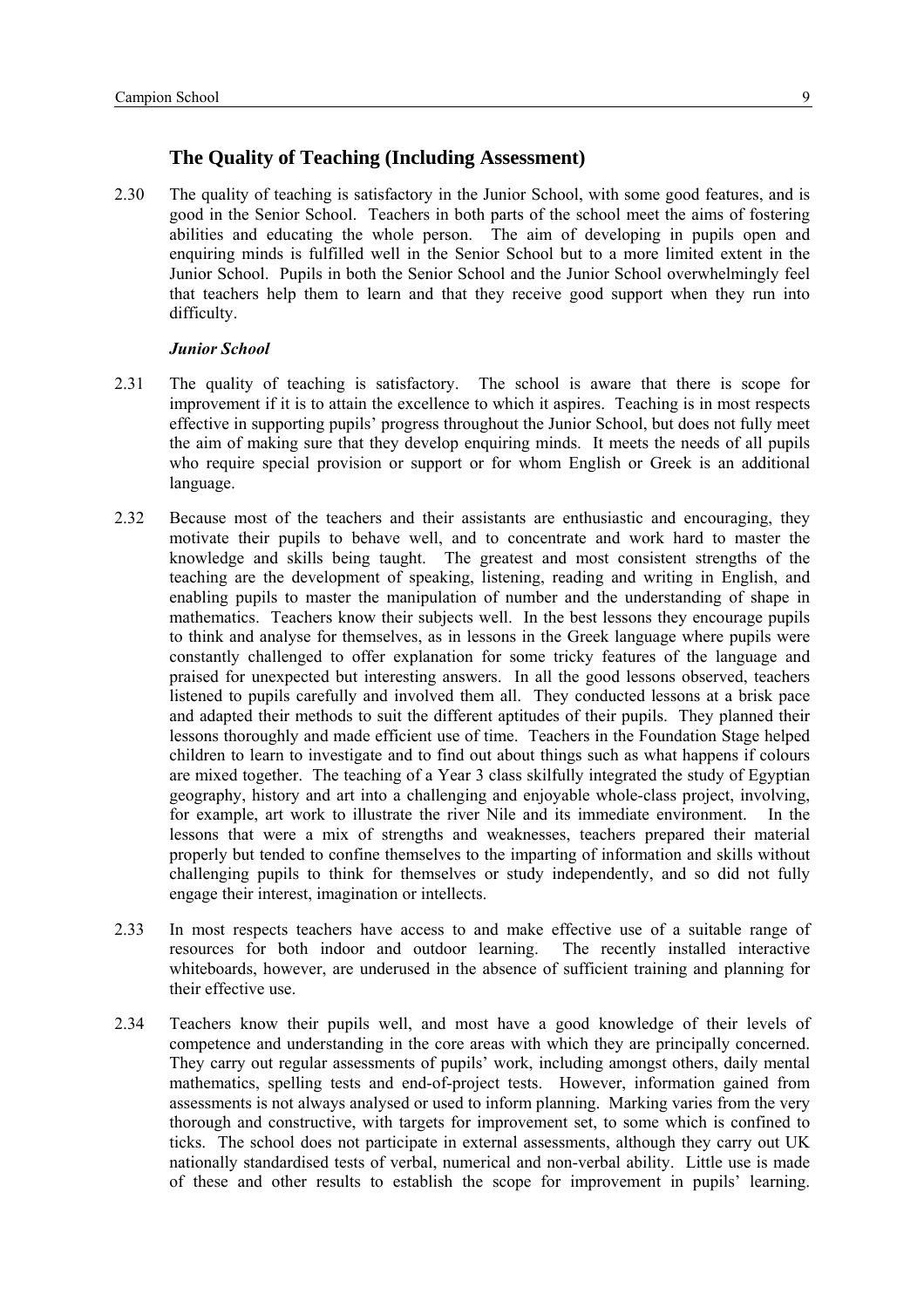## The Quality of Teaching (Including Assessment)

2.30 The quality of teaching is satisfactory in the Junior School, with some good features, and is good in the Senior School. Teachers in both parts of the school meet the aims of fostering abilities and educating the whole person. The aim of developing in pupils open and enquiring minds is fulfilled well in the Senior School but to a more limited extent in the Junior School. Pupils in both the Senior School and the Junior School overwhelmingly feel that teachers help them to learn and that they receive good support when they run into difficulty.

***Junior School***

2.31 The quality of teaching is satisfactory. The school is aware that there is scope for improvement if it is to attain the excellence to which it aspires. Teaching is in most respects effective in supporting pupils' progress throughout the Junior School, but does not fully meet the aim of making sure that they develop enquiring minds. It meets the needs of all pupils who require special provision or support or for whom English or Greek is an additional language.

2.32 Because most of the teachers and their assistants are enthusiastic and encouraging, they motivate their pupils to behave well, and to concentrate and work hard to master the knowledge and skills being taught. The greatest and most consistent strengths of the teaching are the development of speaking, listening, reading and writing in English, and enabling pupils to master the manipulation of number and the understanding of shape in mathematics. Teachers know their subjects well. In the best lessons they encourage pupils to think and analyse for themselves, as in lessons in the Greek language where pupils were constantly challenged to offer explanation for some tricky features of the language and praised for unexpected but interesting answers. In all the good lessons observed, teachers listened to pupils carefully and involved them all. They conducted lessons at a brisk pace and adapted their methods to suit the different aptitudes of their pupils. They planned their lessons thoroughly and made efficient use of time. Teachers in the Foundation Stage helped children to learn to investigate and to find out about things such as what happens if colours are mixed together. The teaching of a Year 3 class skilfully integrated the study of Egyptian geography, history and art into a challenging and enjoyable whole-class project, involving, for example, art work to illustrate the river Nile and its immediate environment. In the lessons that were a mix of strengths and weaknesses, teachers prepared their material properly but tended to confine themselves to the imparting of information and skills without challenging pupils to think for themselves or study independently, and so did not fully engage their interest, imagination or intellects.

2.33 In most respects teachers have access to and make effective use of a suitable range of resources for both indoor and outdoor learning. The recently installed interactive whiteboards, however, are underused in the absence of sufficient training and planning for their effective use.

2.34 Teachers know their pupils well, and most have a good knowledge of their levels of competence and understanding in the core areas with which they are principally concerned. They carry out regular assessments of pupils' work, including amongst others, daily mental mathematics, spelling tests and end-of-project tests. However, information gained from assessments is not always analysed or used to inform planning. Marking varies from the very thorough and constructive, with targets for improvement set, to some which is confined to ticks. The school does not participate in external assessments, although they carry out UK nationally standardised tests of verbal, numerical and non-verbal ability. Little use is made of these and other results to establish the scope for improvement in pupils' learning.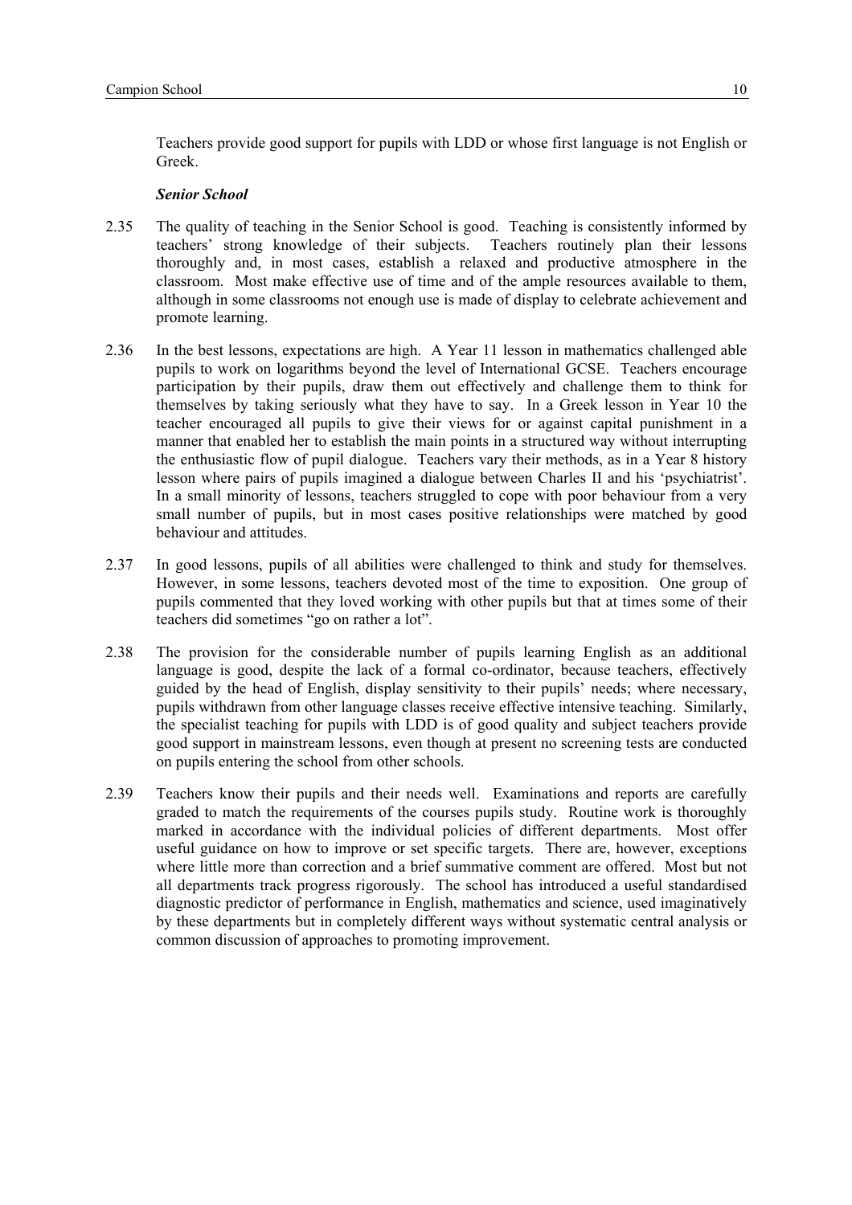Teachers provide good support for pupils with LDD or whose first language is not English or Greek.

***Senior School***

2.35 The quality of teaching in the Senior School is good. Teaching is consistently informed by teachers' strong knowledge of their subjects. Teachers routinely plan their lessons thoroughly and, in most cases, establish a relaxed and productive atmosphere in the classroom. Most make effective use of time and of the ample resources available to them, although in some classrooms not enough use is made of display to celebrate achievement and promote learning.

2.36 In the best lessons, expectations are high. A Year 11 lesson in mathematics challenged able pupils to work on logarithms beyond the level of International GCSE. Teachers encourage participation by their pupils, draw them out effectively and challenge them to think for themselves by taking seriously what they have to say. In a Greek lesson in Year 10 the teacher encouraged all pupils to give their views for or against capital punishment in a manner that enabled her to establish the main points in a structured way without interrupting the enthusiastic flow of pupil dialogue. Teachers vary their methods, as in a Year 8 history lesson where pairs of pupils imagined a dialogue between Charles II and his 'psychiatrist'. In a small minority of lessons, teachers struggled to cope with poor behaviour from a very small number of pupils, but in most cases positive relationships were matched by good behaviour and attitudes.

2.37 In good lessons, pupils of all abilities were challenged to think and study for themselves. However, in some lessons, teachers devoted most of the time to exposition. One group of pupils commented that they loved working with other pupils but that at times some of their teachers did sometimes "go on rather a lot".

2.38 The provision for the considerable number of pupils learning English as an additional language is good, despite the lack of a formal co-ordinator, because teachers, effectively guided by the head of English, display sensitivity to their pupils' needs; where necessary, pupils withdrawn from other language classes receive effective intensive teaching. Similarly, the specialist teaching for pupils with LDD is of good quality and subject teachers provide good support in mainstream lessons, even though at present no screening tests are conducted on pupils entering the school from other schools.

2.39 Teachers know their pupils and their needs well. Examinations and reports are carefully graded to match the requirements of the courses pupils study. Routine work is thoroughly marked in accordance with the individual policies of different departments. Most offer useful guidance on how to improve or set specific targets. There are, however, exceptions where little more than correction and a brief summative comment are offered. Most but not all departments track progress rigorously. The school has introduced a useful standardised diagnostic predictor of performance in English, mathematics and science, used imaginatively by these departments but in completely different ways without systematic central analysis or common discussion of approaches to promoting improvement.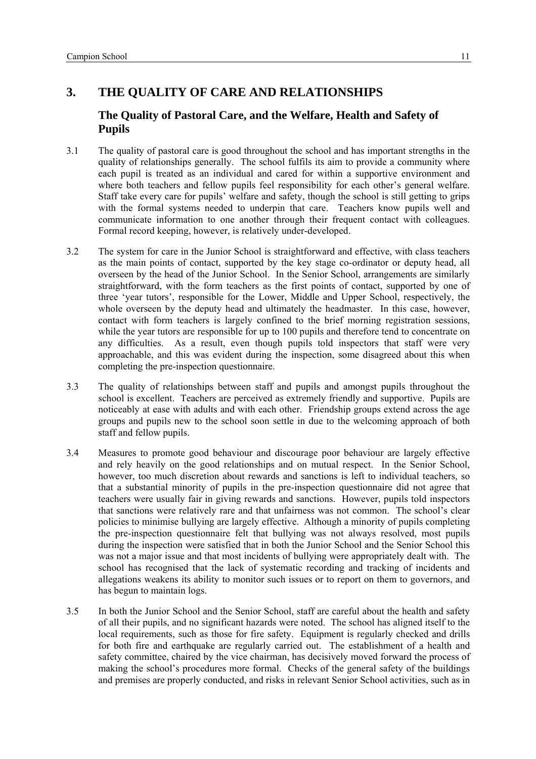## 3. THE QUALITY OF CARE AND RELATIONSHIPS

### The Quality of Pastoral Care, and the Welfare, Health and Safety of Pupils

3.1 The quality of pastoral care is good throughout the school and has important strengths in the quality of relationships generally. The school fulfils its aim to provide a community where each pupil is treated as an individual and cared for within a supportive environment and where both teachers and fellow pupils feel responsibility for each other's general welfare. Staff take every care for pupils' welfare and safety, though the school is still getting to grips with the formal systems needed to underpin that care. Teachers know pupils well and communicate information to one another through their frequent contact with colleagues. Formal record keeping, however, is relatively under-developed.

3.2 The system for care in the Junior School is straightforward and effective, with class teachers as the main points of contact, supported by the key stage co-ordinator or deputy head, all overseen by the head of the Junior School. In the Senior School, arrangements are similarly straightforward, with the form teachers as the first points of contact, supported by one of three 'year tutors', responsible for the Lower, Middle and Upper School, respectively, the whole overseen by the deputy head and ultimately the headmaster. In this case, however, contact with form teachers is largely confined to the brief morning registration sessions, while the year tutors are responsible for up to 100 pupils and therefore tend to concentrate on any difficulties. As a result, even though pupils told inspectors that staff were very approachable, and this was evident during the inspection, some disagreed about this when completing the pre-inspection questionnaire.

3.3 The quality of relationships between staff and pupils and amongst pupils throughout the school is excellent. Teachers are perceived as extremely friendly and supportive. Pupils are noticeably at ease with adults and with each other. Friendship groups extend across the age groups and pupils new to the school soon settle in due to the welcoming approach of both staff and fellow pupils.

3.4 Measures to promote good behaviour and discourage poor behaviour are largely effective and rely heavily on the good relationships and on mutual respect. In the Senior School, however, too much discretion about rewards and sanctions is left to individual teachers, so that a substantial minority of pupils in the pre-inspection questionnaire did not agree that teachers were usually fair in giving rewards and sanctions. However, pupils told inspectors that sanctions were relatively rare and that unfairness was not common. The school's clear policies to minimise bullying are largely effective. Although a minority of pupils completing the pre-inspection questionnaire felt that bullying was not always resolved, most pupils during the inspection were satisfied that in both the Junior School and the Senior School this was not a major issue and that most incidents of bullying were appropriately dealt with. The school has recognised that the lack of systematic recording and tracking of incidents and allegations weakens its ability to monitor such issues or to report on them to governors, and has begun to maintain logs.

3.5 In both the Junior School and the Senior School, staff are careful about the health and safety of all their pupils, and no significant hazards were noted. The school has aligned itself to the local requirements, such as those for fire safety. Equipment is regularly checked and drills for both fire and earthquake are regularly carried out. The establishment of a health and safety committee, chaired by the vice chairman, has decisively moved forward the process of making the school's procedures more formal. Checks of the general safety of the buildings and premises are properly conducted, and risks in relevant Senior School activities, such as in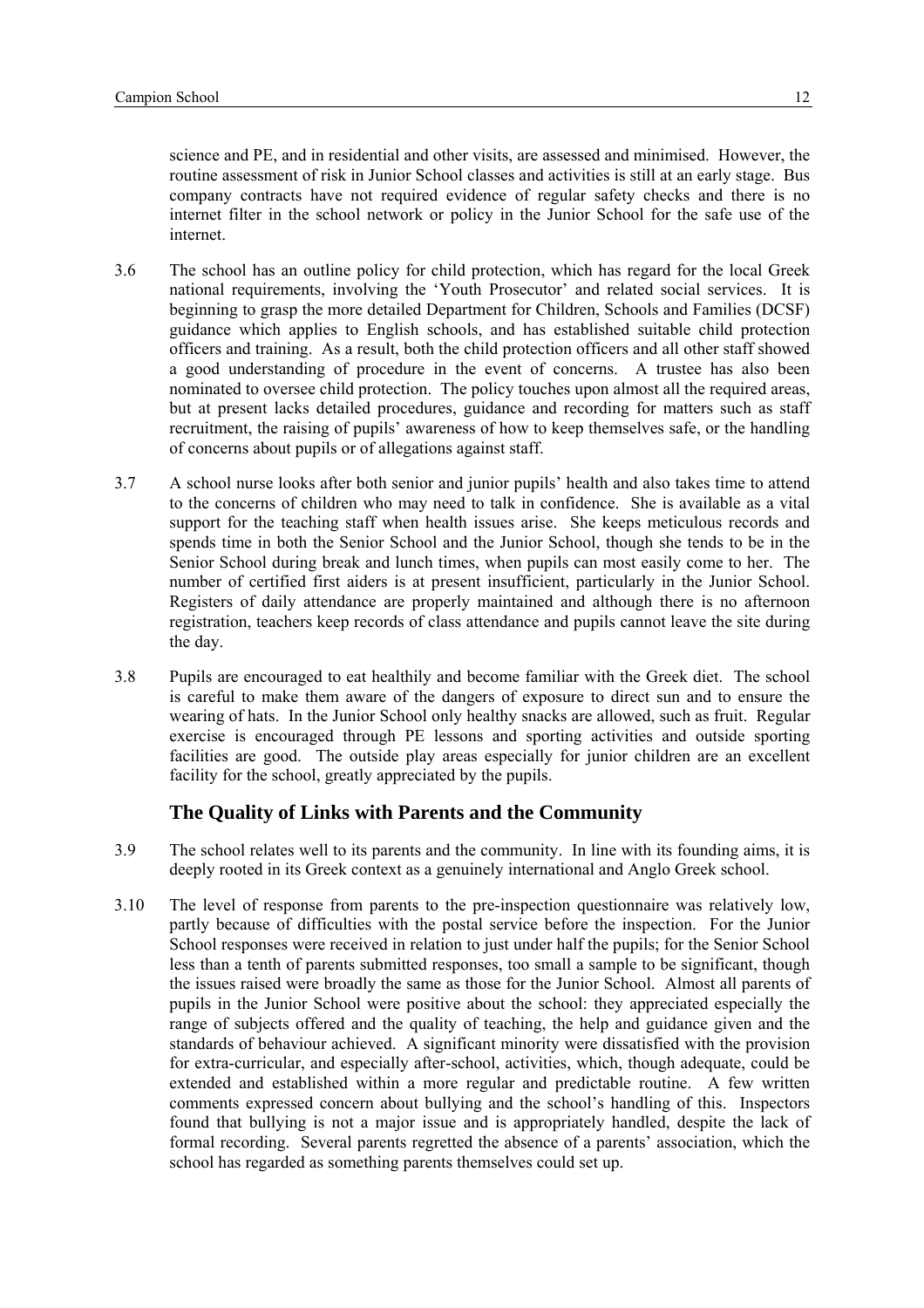science and PE, and in residential and other visits, are assessed and minimised. However, the routine assessment of risk in Junior School classes and activities is still at an early stage. Bus company contracts have not required evidence of regular safety checks and there is no internet filter in the school network or policy in the Junior School for the safe use of the internet.

3.6 The school has an outline policy for child protection, which has regard for the local Greek national requirements, involving the 'Youth Prosecutor' and related social services. It is beginning to grasp the more detailed Department for Children, Schools and Families (DCSF) guidance which applies to English schools, and has established suitable child protection officers and training. As a result, both the child protection officers and all other staff showed a good understanding of procedure in the event of concerns. A trustee has also been nominated to oversee child protection. The policy touches upon almost all the required areas, but at present lacks detailed procedures, guidance and recording for matters such as staff recruitment, the raising of pupils' awareness of how to keep themselves safe, or the handling of concerns about pupils or of allegations against staff.

3.7 A school nurse looks after both senior and junior pupils' health and also takes time to attend to the concerns of children who may need to talk in confidence. She is available as a vital support for the teaching staff when health issues arise. She keeps meticulous records and spends time in both the Senior School and the Junior School, though she tends to be in the Senior School during break and lunch times, when pupils can most easily come to her. The number of certified first aiders is at present insufficient, particularly in the Junior School. Registers of daily attendance are properly maintained and although there is no afternoon registration, teachers keep records of class attendance and pupils cannot leave the site during the day.

3.8 Pupils are encouraged to eat healthily and become familiar with the Greek diet. The school is careful to make them aware of the dangers of exposure to direct sun and to ensure the wearing of hats. In the Junior School only healthy snacks are allowed, such as fruit. Regular exercise is encouraged through PE lessons and sporting activities and outside sporting facilities are good. The outside play areas especially for junior children are an excellent facility for the school, greatly appreciated by the pupils.

## The Quality of Links with Parents and the Community

3.9 The school relates well to its parents and the community. In line with its founding aims, it is deeply rooted in its Greek context as a genuinely international and Anglo Greek school.

3.10 The level of response from parents to the pre-inspection questionnaire was relatively low, partly because of difficulties with the postal service before the inspection. For the Junior School responses were received in relation to just under half the pupils; for the Senior School less than a tenth of parents submitted responses, too small a sample to be significant, though the issues raised were broadly the same as those for the Junior School. Almost all parents of pupils in the Junior School were positive about the school: they appreciated especially the range of subjects offered and the quality of teaching, the help and guidance given and the standards of behaviour achieved. A significant minority were dissatisfied with the provision for extra-curricular, and especially after-school, activities, which, though adequate, could be extended and established within a more regular and predictable routine. A few written comments expressed concern about bullying and the school's handling of this. Inspectors found that bullying is not a major issue and is appropriately handled, despite the lack of formal recording. Several parents regretted the absence of a parents' association, which the school has regarded as something parents themselves could set up.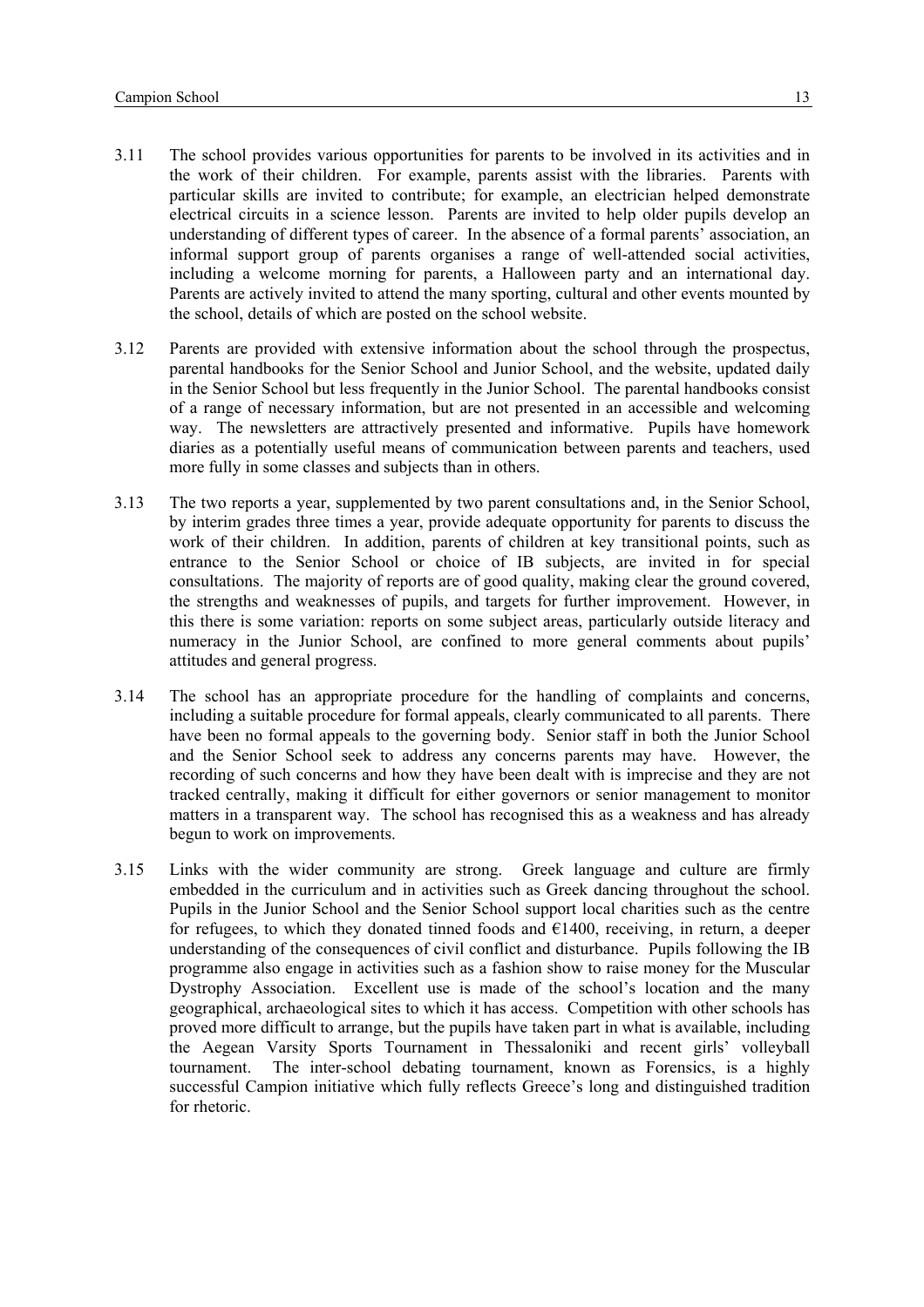3.11 The school provides various opportunities for parents to be involved in its activities and in the work of their children. For example, parents assist with the libraries. Parents with particular skills are invited to contribute; for example, an electrician helped demonstrate electrical circuits in a science lesson. Parents are invited to help older pupils develop an understanding of different types of career. In the absence of a formal parents' association, an informal support group of parents organises a range of well-attended social activities, including a welcome morning for parents, a Halloween party and an international day. Parents are actively invited to attend the many sporting, cultural and other events mounted by the school, details of which are posted on the school website.

3.12 Parents are provided with extensive information about the school through the prospectus, parental handbooks for the Senior School and Junior School, and the website, updated daily in the Senior School but less frequently in the Junior School. The parental handbooks consist of a range of necessary information, but are not presented in an accessible and welcoming way. The newsletters are attractively presented and informative. Pupils have homework diaries as a potentially useful means of communication between parents and teachers, used more fully in some classes and subjects than in others.

3.13 The two reports a year, supplemented by two parent consultations and, in the Senior School, by interim grades three times a year, provide adequate opportunity for parents to discuss the work of their children. In addition, parents of children at key transitional points, such as entrance to the Senior School or choice of IB subjects, are invited in for special consultations. The majority of reports are of good quality, making clear the ground covered, the strengths and weaknesses of pupils, and targets for further improvement. However, in this there is some variation: reports on some subject areas, particularly outside literacy and numeracy in the Junior School, are confined to more general comments about pupils' attitudes and general progress.

3.14 The school has an appropriate procedure for the handling of complaints and concerns, including a suitable procedure for formal appeals, clearly communicated to all parents. There have been no formal appeals to the governing body. Senior staff in both the Junior School and the Senior School seek to address any concerns parents may have. However, the recording of such concerns and how they have been dealt with is imprecise and they are not tracked centrally, making it difficult for either governors or senior management to monitor matters in a transparent way. The school has recognised this as a weakness and has already begun to work on improvements.

3.15 Links with the wider community are strong. Greek language and culture are firmly embedded in the curriculum and in activities such as Greek dancing throughout the school. Pupils in the Junior School and the Senior School support local charities such as the centre for refugees, to which they donated tinned foods and €1400, receiving, in return, a deeper understanding of the consequences of civil conflict and disturbance. Pupils following the IB programme also engage in activities such as a fashion show to raise money for the Muscular Dystrophy Association. Excellent use is made of the school's location and the many geographical, archaeological sites to which it has access. Competition with other schools has proved more difficult to arrange, but the pupils have taken part in what is available, including the Aegean Varsity Sports Tournament in Thessaloniki and recent girls' volleyball tournament. The inter-school debating tournament, known as Forensics, is a highly successful Campion initiative which fully reflects Greece's long and distinguished tradition for rhetoric.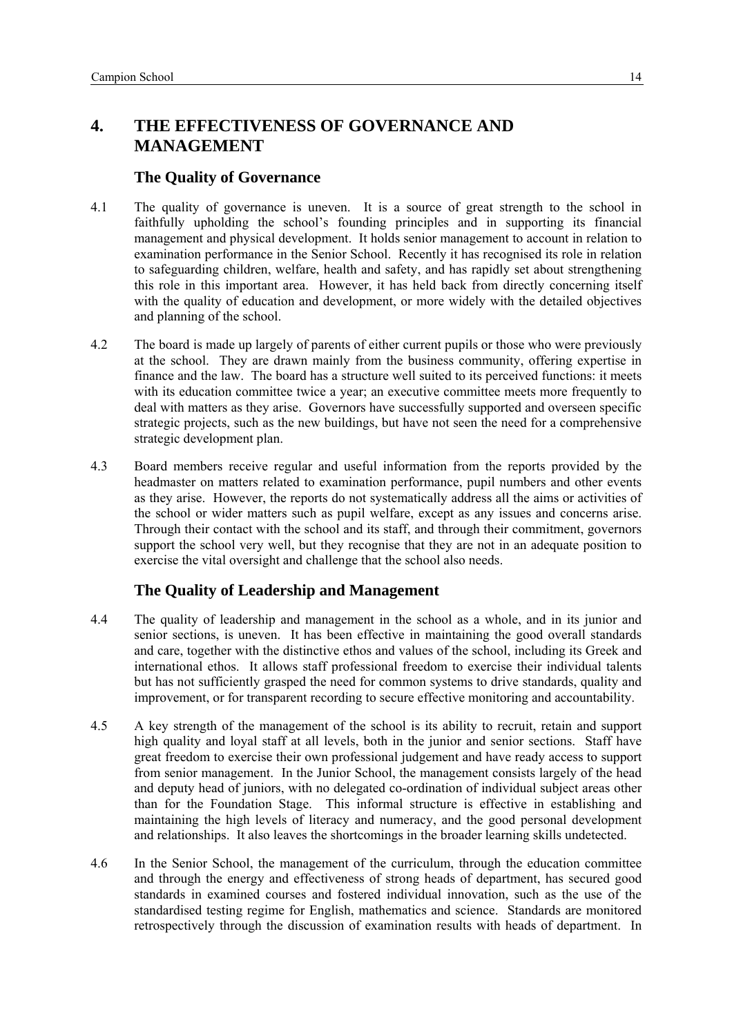## 4. THE EFFECTIVENESS OF GOVERNANCE AND MANAGEMENT

### The Quality of Governance

4.1 The quality of governance is uneven. It is a source of great strength to the school in faithfully upholding the school's founding principles and in supporting its financial management and physical development. It holds senior management to account in relation to examination performance in the Senior School. Recently it has recognised its role in relation to safeguarding children, welfare, health and safety, and has rapidly set about strengthening this role in this important area. However, it has held back from directly concerning itself with the quality of education and development, or more widely with the detailed objectives and planning of the school.

4.2 The board is made up largely of parents of either current pupils or those who were previously at the school. They are drawn mainly from the business community, offering expertise in finance and the law. The board has a structure well suited to its perceived functions: it meets with its education committee twice a year; an executive committee meets more frequently to deal with matters as they arise. Governors have successfully supported and overseen specific strategic projects, such as the new buildings, but have not seen the need for a comprehensive strategic development plan.

4.3 Board members receive regular and useful information from the reports provided by the headmaster on matters related to examination performance, pupil numbers and other events as they arise. However, the reports do not systematically address all the aims or activities of the school or wider matters such as pupil welfare, except as any issues and concerns arise. Through their contact with the school and its staff, and through their commitment, governors support the school very well, but they recognise that they are not in an adequate position to exercise the vital oversight and challenge that the school also needs.

### The Quality of Leadership and Management

4.4 The quality of leadership and management in the school as a whole, and in its junior and senior sections, is uneven. It has been effective in maintaining the good overall standards and care, together with the distinctive ethos and values of the school, including its Greek and international ethos. It allows staff professional freedom to exercise their individual talents but has not sufficiently grasped the need for common systems to drive standards, quality and improvement, or for transparent recording to secure effective monitoring and accountability.

4.5 A key strength of the management of the school is its ability to recruit, retain and support high quality and loyal staff at all levels, both in the junior and senior sections. Staff have great freedom to exercise their own professional judgement and have ready access to support from senior management. In the Junior School, the management consists largely of the head and deputy head of juniors, with no delegated co-ordination of individual subject areas other than for the Foundation Stage. This informal structure is effective in establishing and maintaining the high levels of literacy and numeracy, and the good personal development and relationships. It also leaves the shortcomings in the broader learning skills undetected.

4.6 In the Senior School, the management of the curriculum, through the education committee and through the energy and effectiveness of strong heads of department, has secured good standards in examined courses and fostered individual innovation, such as the use of the standardised testing regime for English, mathematics and science. Standards are monitored retrospectively through the discussion of examination results with heads of department. In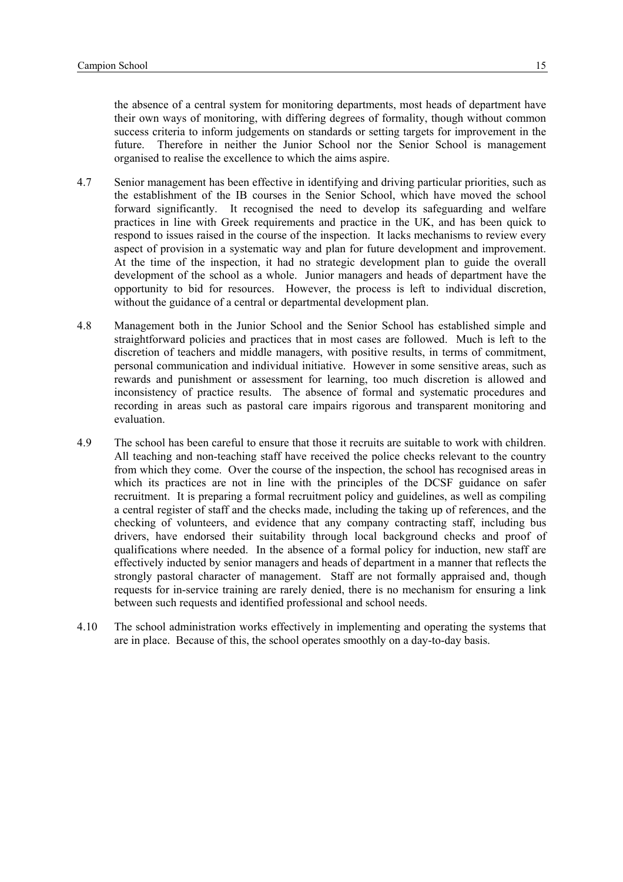the absence of a central system for monitoring departments, most heads of department have their own ways of monitoring, with differing degrees of formality, though without common success criteria to inform judgements on standards or setting targets for improvement in the future. Therefore in neither the Junior School nor the Senior School is management organised to realise the excellence to which the aims aspire.

4.7 Senior management has been effective in identifying and driving particular priorities, such as the establishment of the IB courses in the Senior School, which have moved the school forward significantly. It recognised the need to develop its safeguarding and welfare practices in line with Greek requirements and practice in the UK, and has been quick to respond to issues raised in the course of the inspection. It lacks mechanisms to review every aspect of provision in a systematic way and plan for future development and improvement. At the time of the inspection, it had no strategic development plan to guide the overall development of the school as a whole. Junior managers and heads of department have the opportunity to bid for resources. However, the process is left to individual discretion, without the guidance of a central or departmental development plan.

4.8 Management both in the Junior School and the Senior School has established simple and straightforward policies and practices that in most cases are followed. Much is left to the discretion of teachers and middle managers, with positive results, in terms of commitment, personal communication and individual initiative. However in some sensitive areas, such as rewards and punishment or assessment for learning, too much discretion is allowed and inconsistency of practice results. The absence of formal and systematic procedures and recording in areas such as pastoral care impairs rigorous and transparent monitoring and evaluation.

4.9 The school has been careful to ensure that those it recruits are suitable to work with children. All teaching and non-teaching staff have received the police checks relevant to the country from which they come. Over the course of the inspection, the school has recognised areas in which its practices are not in line with the principles of the DCSF guidance on safer recruitment. It is preparing a formal recruitment policy and guidelines, as well as compiling a central register of staff and the checks made, including the taking up of references, and the checking of volunteers, and evidence that any company contracting staff, including bus drivers, have endorsed their suitability through local background checks and proof of qualifications where needed. In the absence of a formal policy for induction, new staff are effectively inducted by senior managers and heads of department in a manner that reflects the strongly pastoral character of management. Staff are not formally appraised and, though requests for in-service training are rarely denied, there is no mechanism for ensuring a link between such requests and identified professional and school needs.

4.10 The school administration works effectively in implementing and operating the systems that are in place. Because of this, the school operates smoothly on a day-to-day basis.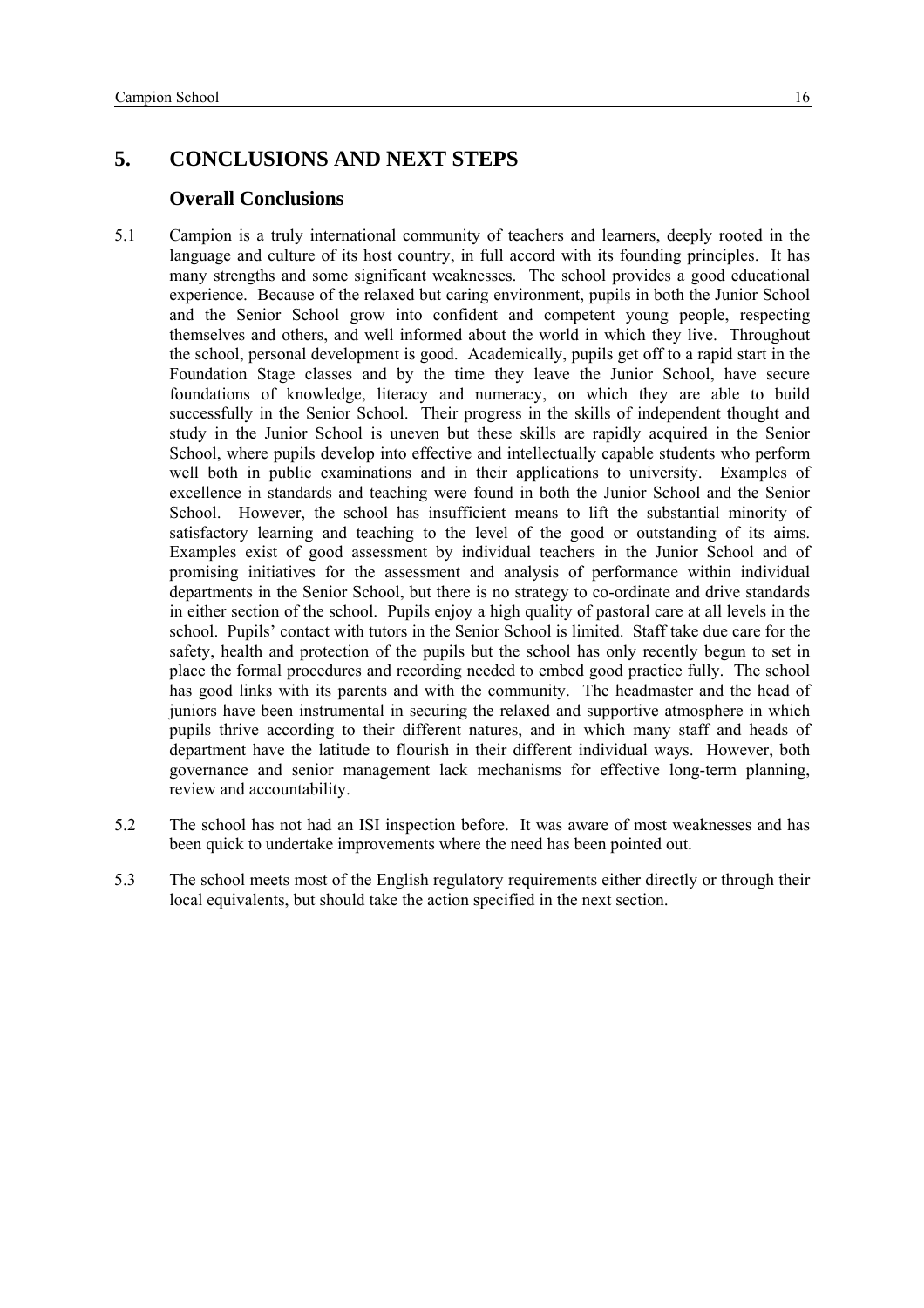# 5. CONCLUSIONS AND NEXT STEPS

## Overall Conclusions

5.1 Campion is a truly international community of teachers and learners, deeply rooted in the language and culture of its host country, in full accord with its founding principles. It has many strengths and some significant weaknesses. The school provides a good educational experience. Because of the relaxed but caring environment, pupils in both the Junior School and the Senior School grow into confident and competent young people, respecting themselves and others, and well informed about the world in which they live. Throughout the school, personal development is good. Academically, pupils get off to a rapid start in the Foundation Stage classes and by the time they leave the Junior School, have secure foundations of knowledge, literacy and numeracy, on which they are able to build successfully in the Senior School. Their progress in the skills of independent thought and study in the Junior School is uneven but these skills are rapidly acquired in the Senior School, where pupils develop into effective and intellectually capable students who perform well both in public examinations and in their applications to university. Examples of excellence in standards and teaching were found in both the Junior School and the Senior School. However, the school has insufficient means to lift the substantial minority of satisfactory learning and teaching to the level of the good or outstanding of its aims. Examples exist of good assessment by individual teachers in the Junior School and of promising initiatives for the assessment and analysis of performance within individual departments in the Senior School, but there is no strategy to co-ordinate and drive standards in either section of the school. Pupils enjoy a high quality of pastoral care at all levels in the school. Pupils' contact with tutors in the Senior School is limited. Staff take due care for the safety, health and protection of the pupils but the school has only recently begun to set in place the formal procedures and recording needed to embed good practice fully. The school has good links with its parents and with the community. The headmaster and the head of juniors have been instrumental in securing the relaxed and supportive atmosphere in which pupils thrive according to their different natures, and in which many staff and heads of department have the latitude to flourish in their different individual ways. However, both governance and senior management lack mechanisms for effective long-term planning, review and accountability.

5.2 The school has not had an ISI inspection before. It was aware of most weaknesses and has been quick to undertake improvements where the need has been pointed out.

5.3 The school meets most of the English regulatory requirements either directly or through their local equivalents, but should take the action specified in the next section.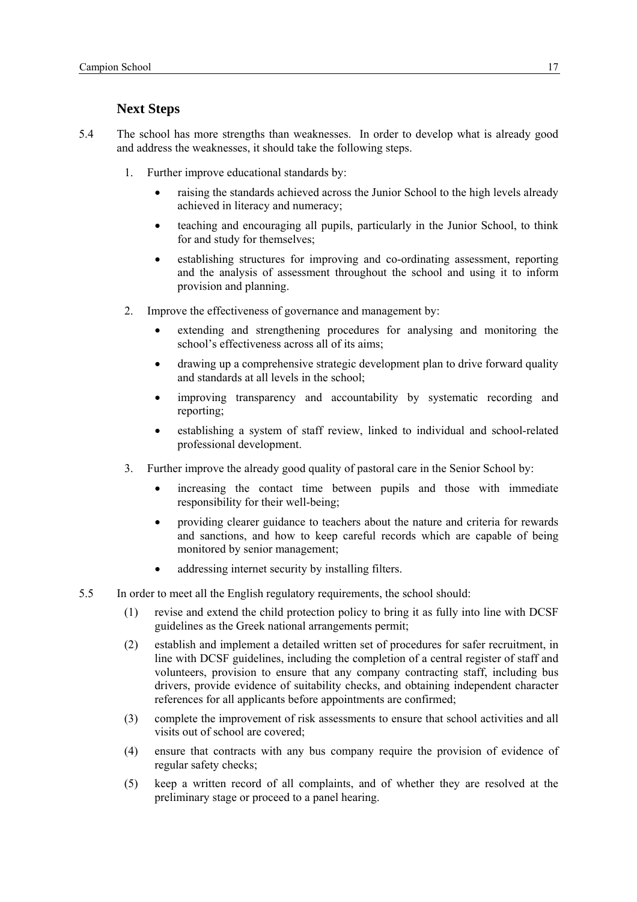## Next Steps

5.4 The school has more strengths than weaknesses. In order to develop what is already good and address the weaknesses, it should take the following steps.

1. Further improve educational standards by:
   - raising the standards achieved across the Junior School to the high levels already achieved in literacy and numeracy;
   - teaching and encouraging all pupils, particularly in the Junior School, to think for and study for themselves;
   - establishing structures for improving and co-ordinating assessment, reporting and the analysis of assessment throughout the school and using it to inform provision and planning.
2. Improve the effectiveness of governance and management by:
   - extending and strengthening procedures for analysing and monitoring the school's effectiveness across all of its aims;
   - drawing up a comprehensive strategic development plan to drive forward quality and standards at all levels in the school;
   - improving transparency and accountability by systematic recording and reporting;
   - establishing a system of staff review, linked to individual and school-related professional development.
3. Further improve the already good quality of pastoral care in the Senior School by:
   - increasing the contact time between pupils and those with immediate responsibility for their well-being;
   - providing clearer guidance to teachers about the nature and criteria for rewards and sanctions, and how to keep careful records which are capable of being monitored by senior management;
   - addressing internet security by installing filters.

5.5 In order to meet all the English regulatory requirements, the school should:

(1) revise and extend the child protection policy to bring it as fully into line with DCSF guidelines as the Greek national arrangements permit;

(2) establish and implement a detailed written set of procedures for safer recruitment, in line with DCSF guidelines, including the completion of a central register of staff and volunteers, provision to ensure that any company contracting staff, including bus drivers, provide evidence of suitability checks, and obtaining independent character references for all applicants before appointments are confirmed;

(3) complete the improvement of risk assessments to ensure that school activities and all visits out of school are covered;

(4) ensure that contracts with any bus company require the provision of evidence of regular safety checks;

(5) keep a written record of all complaints, and of whether they are resolved at the preliminary stage or proceed to a panel hearing.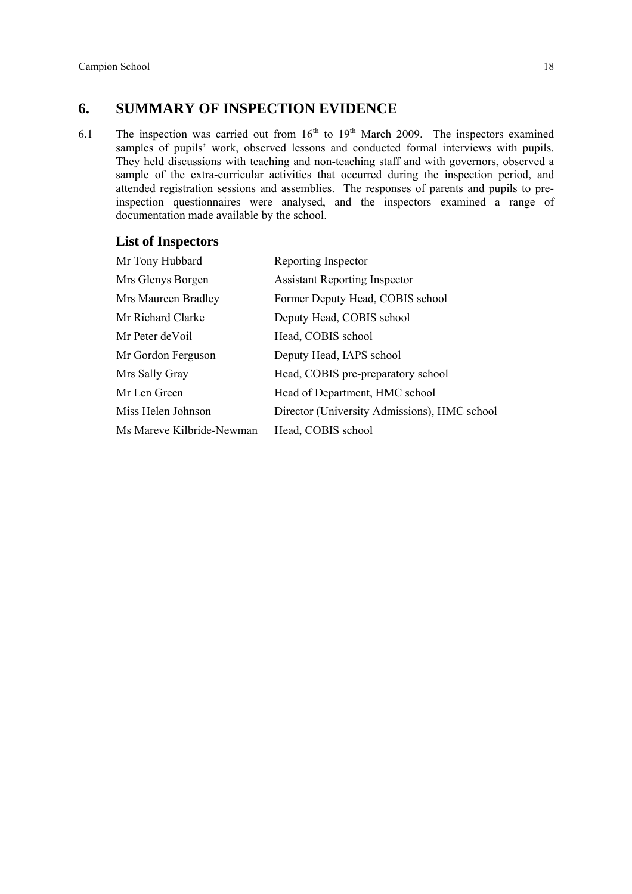## 6. SUMMARY OF INSPECTION EVIDENCE

6.1 The inspection was carried out from 16th to 19th March 2009. The inspectors examined samples of pupils' work, observed lessons and conducted formal interviews with pupils. They held discussions with teaching and non-teaching staff and with governors, observed a sample of the extra-curricular activities that occurred during the inspection period, and attended registration sessions and assemblies. The responses of parents and pupils to pre-inspection questionnaires were analysed, and the inspectors examined a range of documentation made available by the school.

### List of Inspectors

| | |
|---|---|
| Mr Tony Hubbard | Reporting Inspector |
| Mrs Glenys Borgen | Assistant Reporting Inspector |
| Mrs Maureen Bradley | Former Deputy Head, COBIS school |
| Mr Richard Clarke | Deputy Head, COBIS school |
| Mr Peter deVoil | Head, COBIS school |
| Mr Gordon Ferguson | Deputy Head, IAPS school |
| Mrs Sally Gray | Head, COBIS pre-preparatory school |
| Mr Len Green | Head of Department, HMC school |
| Miss Helen Johnson | Director (University Admissions), HMC school |
| Ms Mareve Kilbride-Newman | Head, COBIS school |